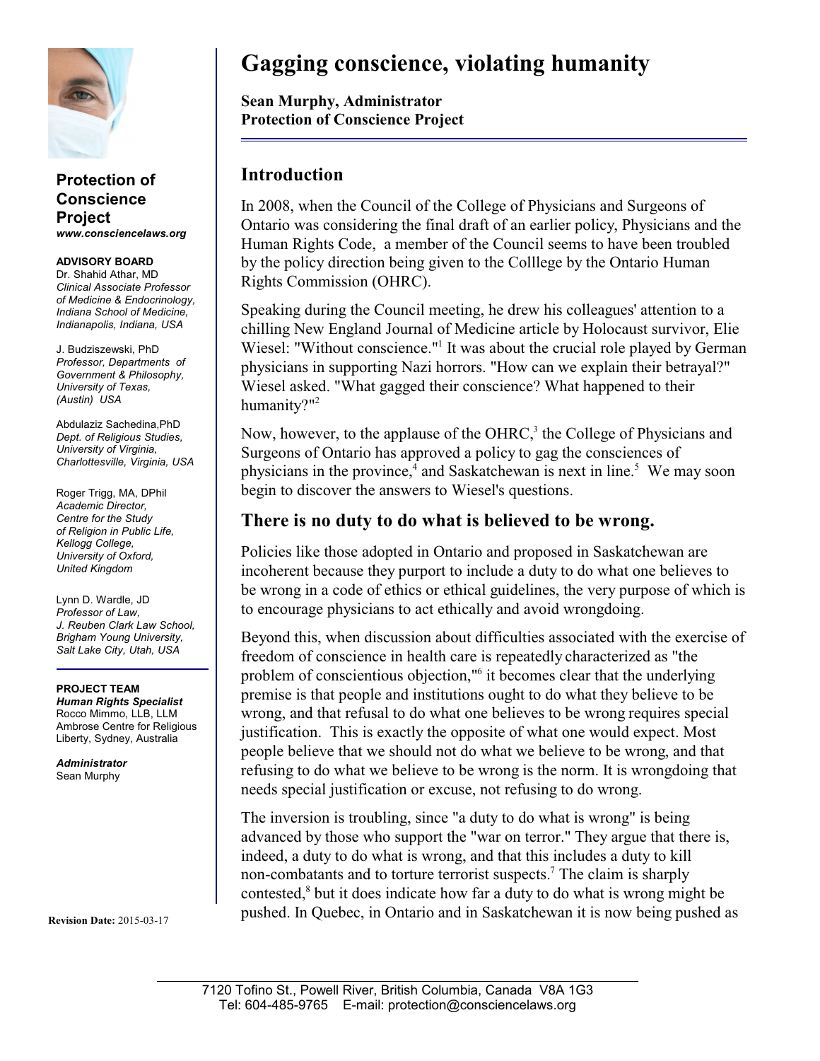# Gagging conscience, violating humanity

**Sean Murphy, Administrator**
**Protection of Conscience Project**

**Protection of Conscience Project**
***www.consciencelaws.org***

**ADVISORY BOARD**

Dr. Shahid Athar, MD
*Clinical Associate Professor of Medicine & Endocrinology, Indiana School of Medicine, Indianapolis, Indiana, USA*

J. Budziszewski, PhD
*Professor, Departments of Government & Philosophy, University of Texas, (Austin) USA*

Abdulaziz Sachedina, PhD
*Dept. of Religious Studies, University of Virginia, Charlottesville, Virginia, USA*

Roger Trigg, MA, DPhil
*Academic Director, Centre for the Study of Religion in Public Life, Kellogg College, University of Oxford, United Kingdom*

Lynn D. Wardle, JD
*Professor of Law, J. Reuben Clark Law School, Brigham Young University, Salt Lake City, Utah, USA*

**PROJECT TEAM**

***Human Rights Specialist***
Rocco Mimmo, LLB, LLM
Ambrose Centre for Religious Liberty, Sydney, Australia

***Administrator***
Sean Murphy

**Revision Date:** 2015-03-17

## Introduction

In 2008, when the Council of the College of Physicians and Surgeons of Ontario was considering the final draft of an earlier policy, Physicians and the Human Rights Code, a member of the Council seems to have been troubled by the policy direction being given to the Colllege by the Ontario Human Rights Commission (OHRC).

Speaking during the Council meeting, he drew his colleagues' attention to a chilling New England Journal of Medicine article by Holocaust survivor, Elie Wiesel: "Without conscience."[1] It was about the crucial role played by German physicians in supporting Nazi horrors. "How can we explain their betrayal?" Wiesel asked. "What gagged their conscience? What happened to their humanity?"[2]

Now, however, to the applause of the OHRC,[3] the College of Physicians and Surgeons of Ontario has approved a policy to gag the consciences of physicians in the province,[4] and Saskatchewan is next in line.[5] We may soon begin to discover the answers to Wiesel's questions.

## There is no duty to do what is believed to be wrong.

Policies like those adopted in Ontario and proposed in Saskatchewan are incoherent because they purport to include a duty to do what one believes to be wrong in a code of ethics or ethical guidelines, the very purpose of which is to encourage physicians to act ethically and avoid wrongdoing.

Beyond this, when discussion about difficulties associated with the exercise of freedom of conscience in health care is repeatedly characterized as "the problem of conscientious objection,"[6] it becomes clear that the underlying premise is that people and institutions ought to do what they believe to be wrong, and that refusal to do what one believes to be wrong requires special justification. This is exactly the opposite of what one would expect. Most people believe that we should not do what we believe to be wrong, and that refusing to do what we believe to be wrong is the norm. It is wrongdoing that needs special justification or excuse, not refusing to do wrong.

The inversion is troubling, since "a duty to do what is wrong" is being advanced by those who support the "war on terror." They argue that there is, indeed, a duty to do what is wrong, and that this includes a duty to kill non-combatants and to torture terrorist suspects.[7] The claim is sharply contested,[8] but it does indicate how far a duty to do what is wrong might be pushed. In Quebec, in Ontario and in Saskatchewan it is now being pushed as

7120 Tofino St., Powell River, British Columbia, Canada V8A 1G3
Tel: 604-485-9765 E-mail: protection@consciencelaws.org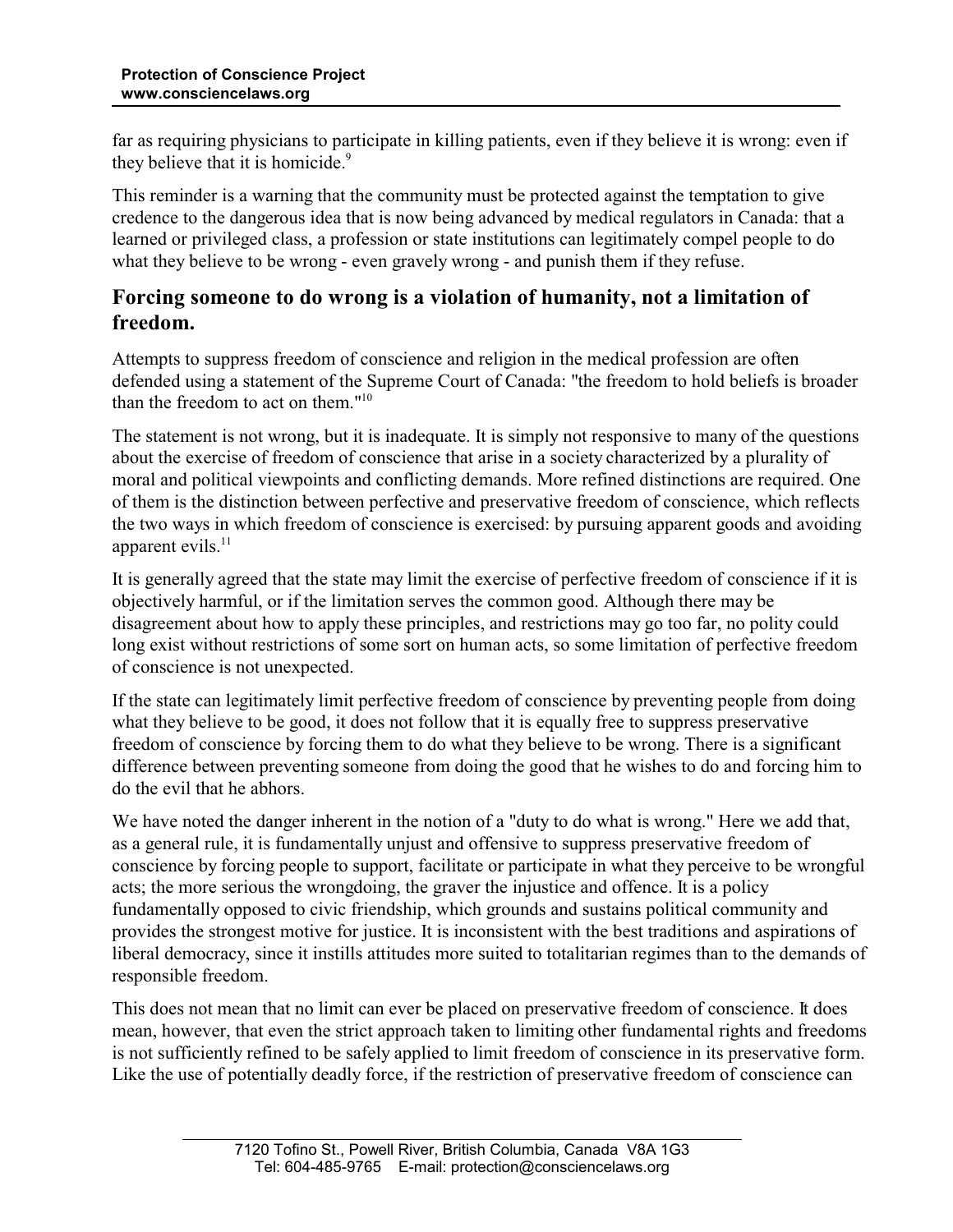far as requiring physicians to participate in killing patients, even if they believe it is wrong: even if they believe that it is homicide.[9]

This reminder is a warning that the community must be protected against the temptation to give credence to the dangerous idea that is now being advanced by medical regulators in Canada: that a learned or privileged class, a profession or state institutions can legitimately compel people to do what they believe to be wrong - even gravely wrong - and punish them if they refuse.

## Forcing someone to do wrong is a violation of humanity, not a limitation of freedom.

Attempts to suppress freedom of conscience and religion in the medical profession are often defended using a statement of the Supreme Court of Canada: "the freedom to hold beliefs is broader than the freedom to act on them."[10]

The statement is not wrong, but it is inadequate. It is simply not responsive to many of the questions about the exercise of freedom of conscience that arise in a society characterized by a plurality of moral and political viewpoints and conflicting demands. More refined distinctions are required. One of them is the distinction between perfective and preservative freedom of conscience, which reflects the two ways in which freedom of conscience is exercised: by pursuing apparent goods and avoiding apparent evils.[11]

It is generally agreed that the state may limit the exercise of perfective freedom of conscience if it is objectively harmful, or if the limitation serves the common good. Although there may be disagreement about how to apply these principles, and restrictions may go too far, no polity could long exist without restrictions of some sort on human acts, so some limitation of perfective freedom of conscience is not unexpected.

If the state can legitimately limit perfective freedom of conscience by preventing people from doing what they believe to be good, it does not follow that it is equally free to suppress preservative freedom of conscience by forcing them to do what they believe to be wrong. There is a significant difference between preventing someone from doing the good that he wishes to do and forcing him to do the evil that he abhors.

We have noted the danger inherent in the notion of a "duty to do what is wrong." Here we add that, as a general rule, it is fundamentally unjust and offensive to suppress preservative freedom of conscience by forcing people to support, facilitate or participate in what they perceive to be wrongful acts; the more serious the wrongdoing, the graver the injustice and offence. It is a policy fundamentally opposed to civic friendship, which grounds and sustains political community and provides the strongest motive for justice. It is inconsistent with the best traditions and aspirations of liberal democracy, since it instills attitudes more suited to totalitarian regimes than to the demands of responsible freedom.

This does not mean that no limit can ever be placed on preservative freedom of conscience. It does mean, however, that even the strict approach taken to limiting other fundamental rights and freedoms is not sufficiently refined to be safely applied to limit freedom of conscience in its preservative form. Like the use of potentially deadly force, if the restriction of preservative freedom of conscience can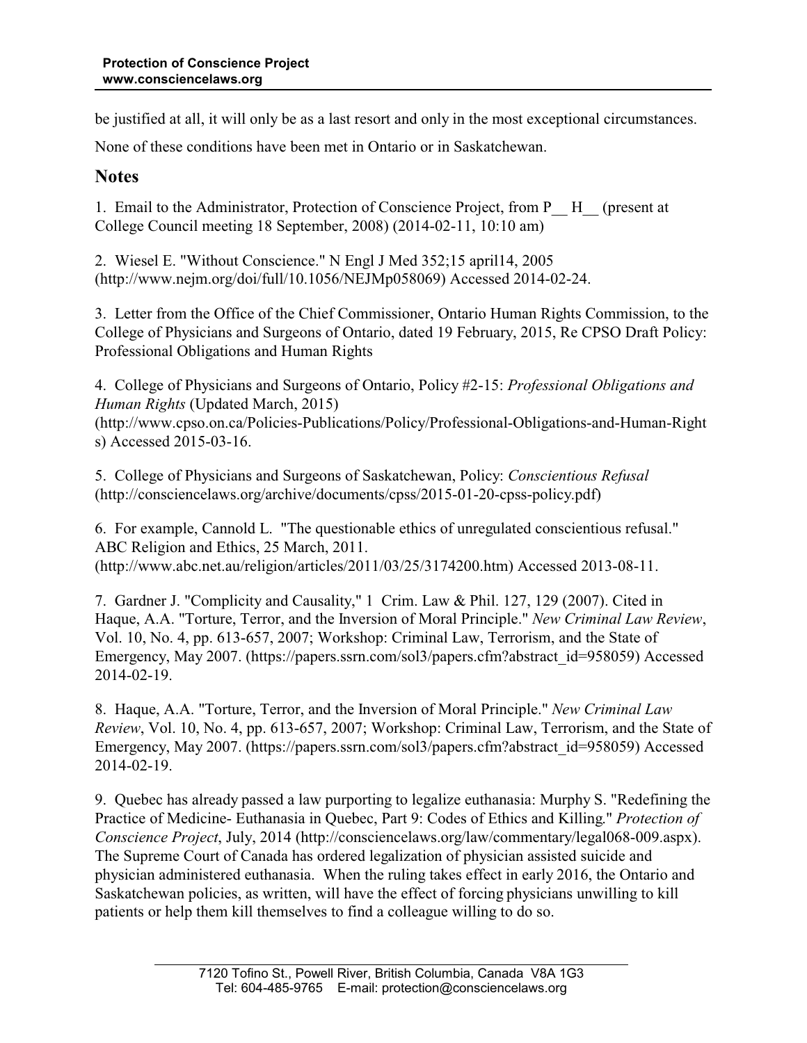be justified at all, it will only be as a last resort and only in the most exceptional circumstances.

None of these conditions have been met in Ontario or in Saskatchewan.

## Notes

1. Email to the Administrator, Protection of Conscience Project, from P__ H__ (present at College Council meeting 18 September, 2008) (2014-02-11, 10:10 am)

2. Wiesel E. "Without Conscience." N Engl J Med 352;15 april14, 2005 (http://www.nejm.org/doi/full/10.1056/NEJMp058069) Accessed 2014-02-24.

3. Letter from the Office of the Chief Commissioner, Ontario Human Rights Commission, to the College of Physicians and Surgeons of Ontario, dated 19 February, 2015, Re CPSO Draft Policy: Professional Obligations and Human Rights

4. College of Physicians and Surgeons of Ontario, Policy #2-15: *Professional Obligations and Human Rights* (Updated March, 2015) (http://www.cpso.on.ca/Policies-Publications/Policy/Professional-Obligations-and-Human-Rights) Accessed 2015-03-16.

5. College of Physicians and Surgeons of Saskatchewan, Policy: *Conscientious Refusal* (http://consciencelaws.org/archive/documents/cpss/2015-01-20-cpss-policy.pdf)

6. For example, Cannold L. "The questionable ethics of unregulated conscientious refusal." ABC Religion and Ethics, 25 March, 2011. (http://www.abc.net.au/religion/articles/2011/03/25/3174200.htm) Accessed 2013-08-11.

7. Gardner J. "Complicity and Causality," 1 Crim. Law & Phil. 127, 129 (2007). Cited in Haque, A.A. "Torture, Terror, and the Inversion of Moral Principle." *New Criminal Law Review*, Vol. 10, No. 4, pp. 613-657, 2007; Workshop: Criminal Law, Terrorism, and the State of Emergency, May 2007. (https://papers.ssrn.com/sol3/papers.cfm?abstract_id=958059) Accessed 2014-02-19.

8. Haque, A.A. "Torture, Terror, and the Inversion of Moral Principle." *New Criminal Law Review*, Vol. 10, No. 4, pp. 613-657, 2007; Workshop: Criminal Law, Terrorism, and the State of Emergency, May 2007. (https://papers.ssrn.com/sol3/papers.cfm?abstract_id=958059) Accessed 2014-02-19.

9. Quebec has already passed a law purporting to legalize euthanasia: Murphy S. "Redefining the Practice of Medicine- Euthanasia in Quebec, Part 9: Codes of Ethics and Killing." *Protection of Conscience Project*, July, 2014 (http://consciencelaws.org/law/commentary/legal068-009.aspx). The Supreme Court of Canada has ordered legalization of physician assisted suicide and physician administered euthanasia. When the ruling takes effect in early 2016, the Ontario and Saskatchewan policies, as written, will have the effect of forcing physicians unwilling to kill patients or help them kill themselves to find a colleague willing to do so.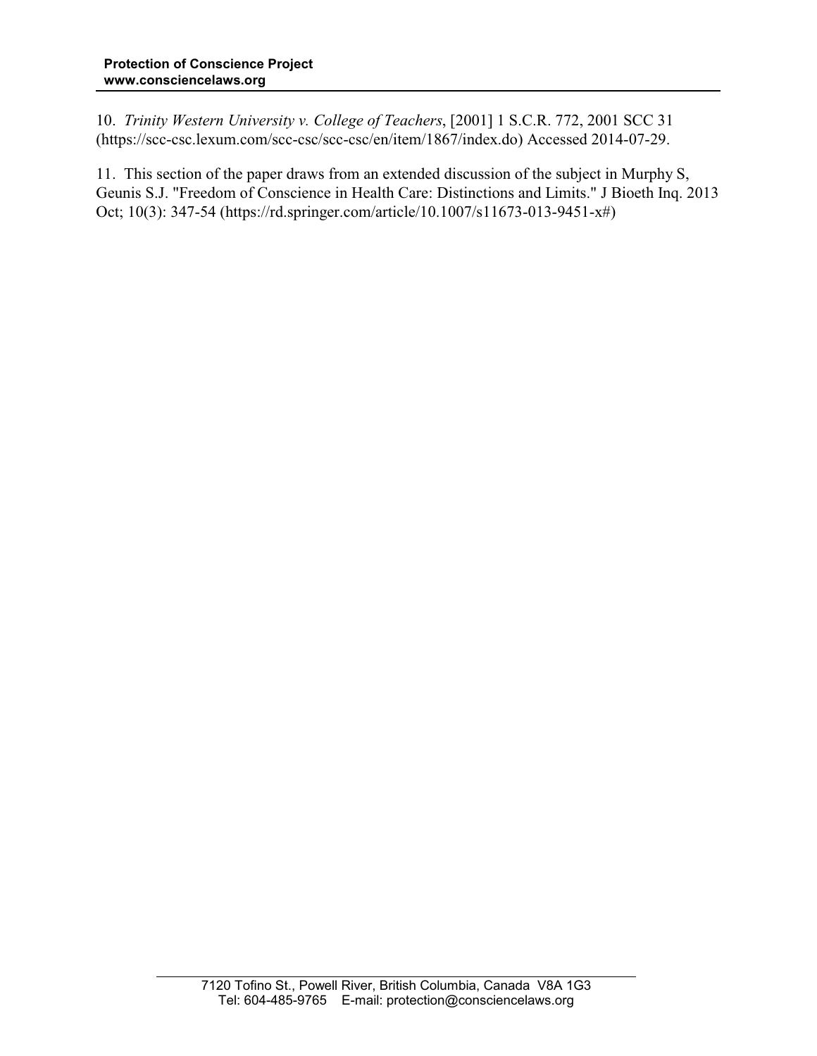10. *Trinity Western University v. College of Teachers*, [2001] 1 S.C.R. 772, 2001 SCC 31 (https://scc-csc.lexum.com/scc-csc/scc-csc/en/item/1867/index.do) Accessed 2014-07-29.

11. This section of the paper draws from an extended discussion of the subject in Murphy S, Geunis S.J. "Freedom of Conscience in Health Care: Distinctions and Limits." J Bioeth Inq. 2013 Oct; 10(3): 347-54 (https://rd.springer.com/article/10.1007/s11673-013-9451-x#)